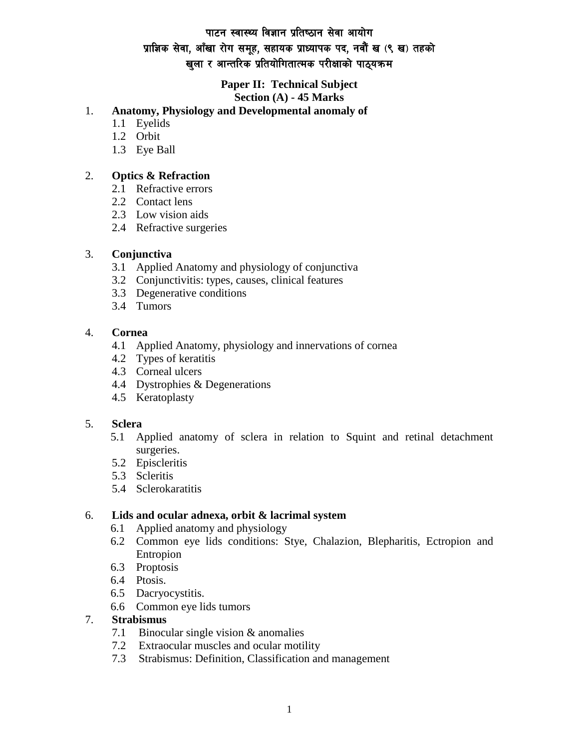# पाटन स्वास्थ्य विज्ञान प्रतिष्ठान सेवा आयोग
## प्राज्ञिक सेवा, आँखा रोग समूह, सहायक प्राध्यापक पद, नवौं ख (९ ख) तहको
## खुला र आन्तरिक प्रतियोगितात्मक परीक्षाको पाठ्यक्रम

**Paper II: Technical Subject**
**Section (A) - 45 Marks**

1. **Anatomy, Physiology and Developmental anomaly of**
   - 1.1 Eyelids
   - 1.2 Orbit
   - 1.3 Eye Ball

2. **Optics & Refraction**
   - 2.1 Refractive errors
   - 2.2 Contact lens
   - 2.3 Low vision aids
   - 2.4 Refractive surgeries

3. **Conjunctiva**
   - 3.1 Applied Anatomy and physiology of conjunctiva
   - 3.2 Conjunctivitis: types, causes, clinical features
   - 3.3 Degenerative conditions
   - 3.4 Tumors

4. **Cornea**
   - 4.1 Applied Anatomy, physiology and innervations of cornea
   - 4.2 Types of keratitis
   - 4.3 Corneal ulcers
   - 4.4 Dystrophies & Degenerations
   - 4.5 Keratoplasty

5. **Sclera**
   - 5.1 Applied anatomy of sclera in relation to Squint and retinal detachment surgeries.
   - 5.2 Episcleritis
   - 5.3 Scleritis
   - 5.4 Sclerokaratitis

6. **Lids and ocular adnexa, orbit & lacrimal system**
   - 6.1 Applied anatomy and physiology
   - 6.2 Common eye lids conditions: Stye, Chalazion, Blepharitis, Ectropion and Entropion
   - 6.3 Proptosis
   - 6.4 Ptosis.
   - 6.5 Dacryocystitis.
   - 6.6 Common eye lids tumors

7. **Strabismus**
   - 7.1 Binocular single vision & anomalies
   - 7.2 Extraocular muscles and ocular motility
   - 7.3 Strabismus: Definition, Classification and management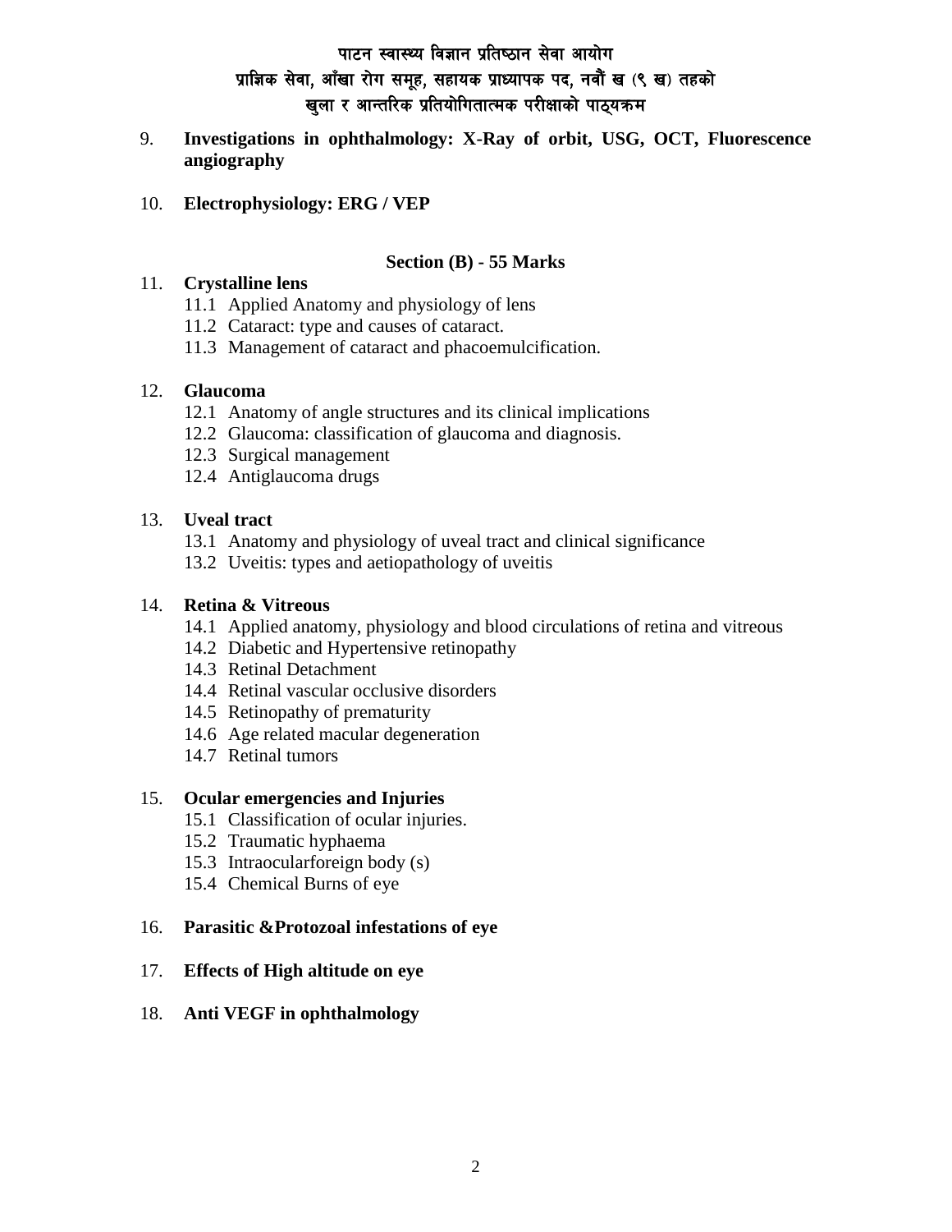9. **Investigations in ophthalmology: X-Ray of orbit, USG, OCT, Fluorescence angiography**

10. **Electrophysiology: ERG / VEP**

### Section (B) - 55 Marks

11. **Crystalline lens**
    - 11.1 Applied Anatomy and physiology of lens
    - 11.2 Cataract: type and causes of cataract.
    - 11.3 Management of cataract and phacoemulcification.

12. **Glaucoma**
    - 12.1 Anatomy of angle structures and its clinical implications
    - 12.2 Glaucoma: classification of glaucoma and diagnosis.
    - 12.3 Surgical management
    - 12.4 Antiglaucoma drugs

13. **Uveal tract**
    - 13.1 Anatomy and physiology of uveal tract and clinical significance
    - 13.2 Uveitis: types and aetiopathology of uveitis

14. **Retina & Vitreous**
    - 14.1 Applied anatomy, physiology and blood circulations of retina and vitreous
    - 14.2 Diabetic and Hypertensive retinopathy
    - 14.3 Retinal Detachment
    - 14.4 Retinal vascular occlusive disorders
    - 14.5 Retinopathy of prematurity
    - 14.6 Age related macular degeneration
    - 14.7 Retinal tumors

15. **Ocular emergencies and Injuries**
    - 15.1 Classification of ocular injuries.
    - 15.2 Traumatic hyphaema
    - 15.3 Intraocularforeign body (s)
    - 15.4 Chemical Burns of eye

16. **Parasitic &Protozoal infestations of eye**

17. **Effects of High altitude on eye**

18. **Anti VEGF in ophthalmology**